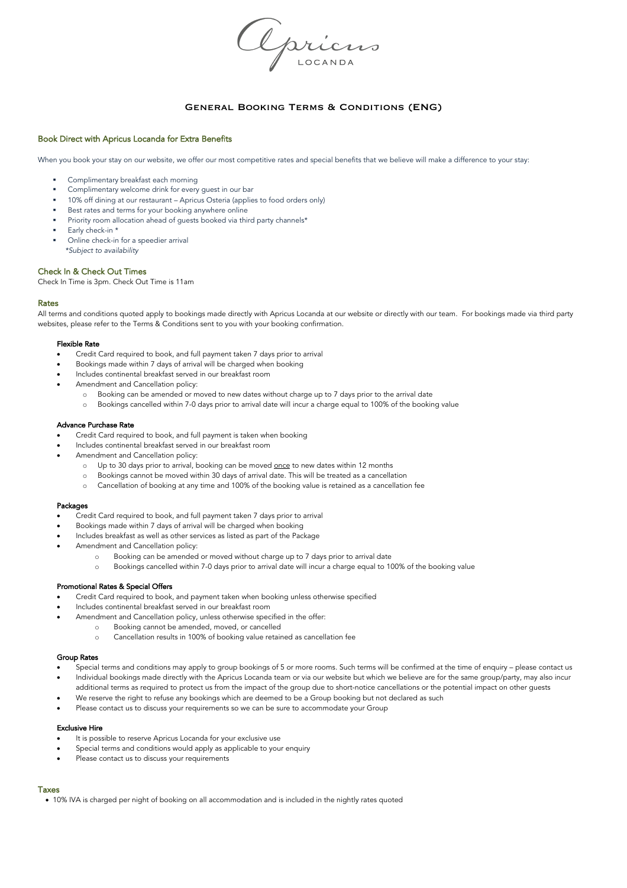Apricus LOCANDA

# General Booking Terms & Conditions (ENG)

## Book Direct with Apricus Locanda for Extra Benefits

When you book your stay on our website, we offer our most competitive rates and special benefits that we believe will make a difference to your stay:

- Complimentary breakfast each morning
- Complimentary welcome drink for every guest in our bar
- 10% off dining at our restaurant – Apricus Osteria (applies to food orders only)
- Best rates and terms for your booking anywhere online
- Priority room allocation ahead of guests booked via third party channels*
- Early check-in *
- Online check-in for a speedier arrival

*\*Subject to availability*

## Check In & Check Out Times

Check In Time is 3pm. Check Out Time is 11am

## Rates

All terms and conditions quoted apply to bookings made directly with Apricus Locanda at our website or directly with our team. For bookings made via third party websites, please refer to the Terms & Conditions sent to you with your booking confirmation.

### Flexible Rate

- Credit Card required to book, and full payment taken 7 days prior to arrival
- Bookings made within 7 days of arrival will be charged when booking
- Includes continental breakfast served in our breakfast room
- Amendment and Cancellation policy:
  - Booking can be amended or moved to new dates without charge up to 7 days prior to the arrival date
  - Bookings cancelled within 7-0 days prior to arrival date will incur a charge equal to 100% of the booking value

### Advance Purchase Rate

- Credit Card required to book, and full payment is taken when booking
- Includes continental breakfast served in our breakfast room
- Amendment and Cancellation policy:
  - Up to 30 days prior to arrival, booking can be moved <u>once</u> to new dates within 12 months
  - Bookings cannot be moved within 30 days of arrival date. This will be treated as a cancellation
  - Cancellation of booking at any time and 100% of the booking value is retained as a cancellation fee

### Packages

- Credit Card required to book, and full payment taken 7 days prior to arrival
- Bookings made within 7 days of arrival will be charged when booking
- Includes breakfast as well as other services as listed as part of the Package
- Amendment and Cancellation policy:
  - Booking can be amended or moved without charge up to 7 days prior to arrival date
  - Bookings cancelled within 7-0 days prior to arrival date will incur a charge equal to 100% of the booking value

### Promotional Rates & Special Offers

- Credit Card required to book, and payment taken when booking unless otherwise specified
- Includes continental breakfast served in our breakfast room
- Amendment and Cancellation policy, unless otherwise specified in the offer:
  - Booking cannot be amended, moved, or cancelled
  - Cancellation results in 100% of booking value retained as cancellation fee

### Group Rates

- Special terms and conditions may apply to group bookings of 5 or more rooms. Such terms will be confirmed at the time of enquiry – please contact us
- Individual bookings made directly with the Apricus Locanda team or via our website but which we believe are for the same group/party, may also incur additional terms as required to protect us from the impact of the group due to short-notice cancellations or the potential impact on other guests
- We reserve the right to refuse any bookings which are deemed to be a Group booking but not declared as such
- Please contact us to discuss your requirements so we can be sure to accommodate your Group

### Exclusive Hire

- It is possible to reserve Apricus Locanda for your exclusive use
- Special terms and conditions would apply as applicable to your enquiry
- Please contact us to discuss your requirements

## Taxes

- 10% IVA is charged per night of booking on all accommodation and is included in the nightly rates quoted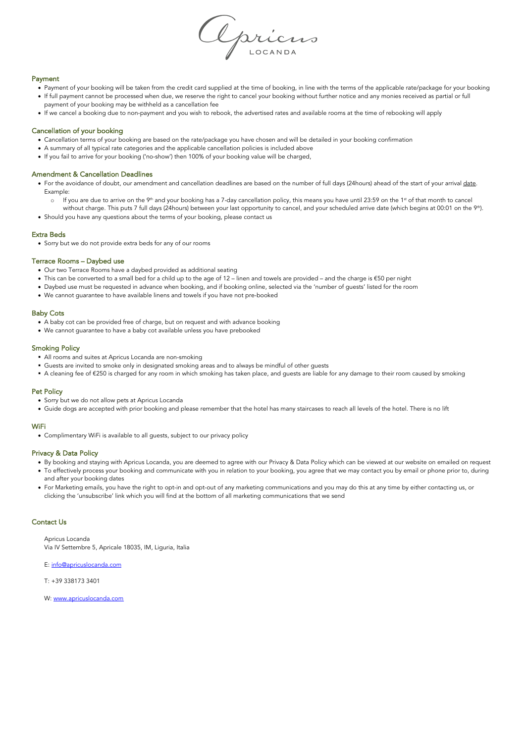## Payment

- Payment of your booking will be taken from the credit card supplied at the time of booking, in line with the terms of the applicable rate/package for your booking
- If full payment cannot be processed when due, we reserve the right to cancel your booking without further notice and any monies received as partial or full payment of your booking may be withheld as a cancellation fee
- If we cancel a booking due to non-payment and you wish to rebook, the advertised rates and available rooms at the time of rebooking will apply

## Cancellation of your booking

- Cancellation terms of your booking are based on the rate/package you have chosen and will be detailed in your booking confirmation
- A summary of all typical rate categories and the applicable cancellation policies is included above
- If you fail to arrive for your booking ('no-show') then 100% of your booking value will be charged,

## Amendment & Cancellation Deadlines

- For the avoidance of doubt, our amendment and cancellation deadlines are based on the number of full days (24hours) ahead of the start of your arrival date. Example:
  - If you are due to arrive on the 9th and your booking has a 7-day cancellation policy, this means you have until 23:59 on the 1st of that month to cancel without charge. This puts 7 full days (24hours) between your last opportunity to cancel, and your scheduled arrive date (which begins at 00:01 on the 9th).
- Should you have any questions about the terms of your booking, please contact us

## Extra Beds

- Sorry but we do not provide extra beds for any of our rooms

## Terrace Rooms – Daybed use

- Our two Terrace Rooms have a daybed provided as additional seating
- This can be converted to a small bed for a child up to the age of 12 – linen and towels are provided – and the charge is €50 per night
- Daybed use must be requested in advance when booking, and if booking online, selected via the 'number of guests' listed for the room
- We cannot guarantee to have available linens and towels if you have not pre-booked

## Baby Cots

- A baby cot can be provided free of charge, but on request and with advance booking
- We cannot guarantee to have a baby cot available unless you have prebooked

## Smoking Policy

- All rooms and suites at Apricus Locanda are non-smoking
- Guests are invited to smoke only in designated smoking areas and to always be mindful of other guests
- A cleaning fee of €250 is charged for any room in which smoking has taken place, and guests are liable for any damage to their room caused by smoking

## Pet Policy

- Sorry but we do not allow pets at Apricus Locanda
- Guide dogs are accepted with prior booking and please remember that the hotel has many staircases to reach all levels of the hotel. There is no lift

## WiFi

- Complimentary WiFi is available to all guests, subject to our privacy policy

## Privacy & Data Policy

- By booking and staying with Apricus Locanda, you are deemed to agree with our Privacy & Data Policy which can be viewed at our website on emailed on request
- To effectively process your booking and communicate with you in relation to your booking, you agree that we may contact you by email or phone prior to, during and after your booking dates
- For Marketing emails, you have the right to opt-in and opt-out of any marketing communications and you may do this at any time by either contacting us, or clicking the 'unsubscribe' link which you will find at the bottom of all marketing communications that we send

## Contact Us

Apricus Locanda
Via IV Settembre 5, Apricale 18035, IM, Liguria, Italia

E: info@apricuslocanda.com

T: +39 338173 3401

W: www.apricuslocanda.com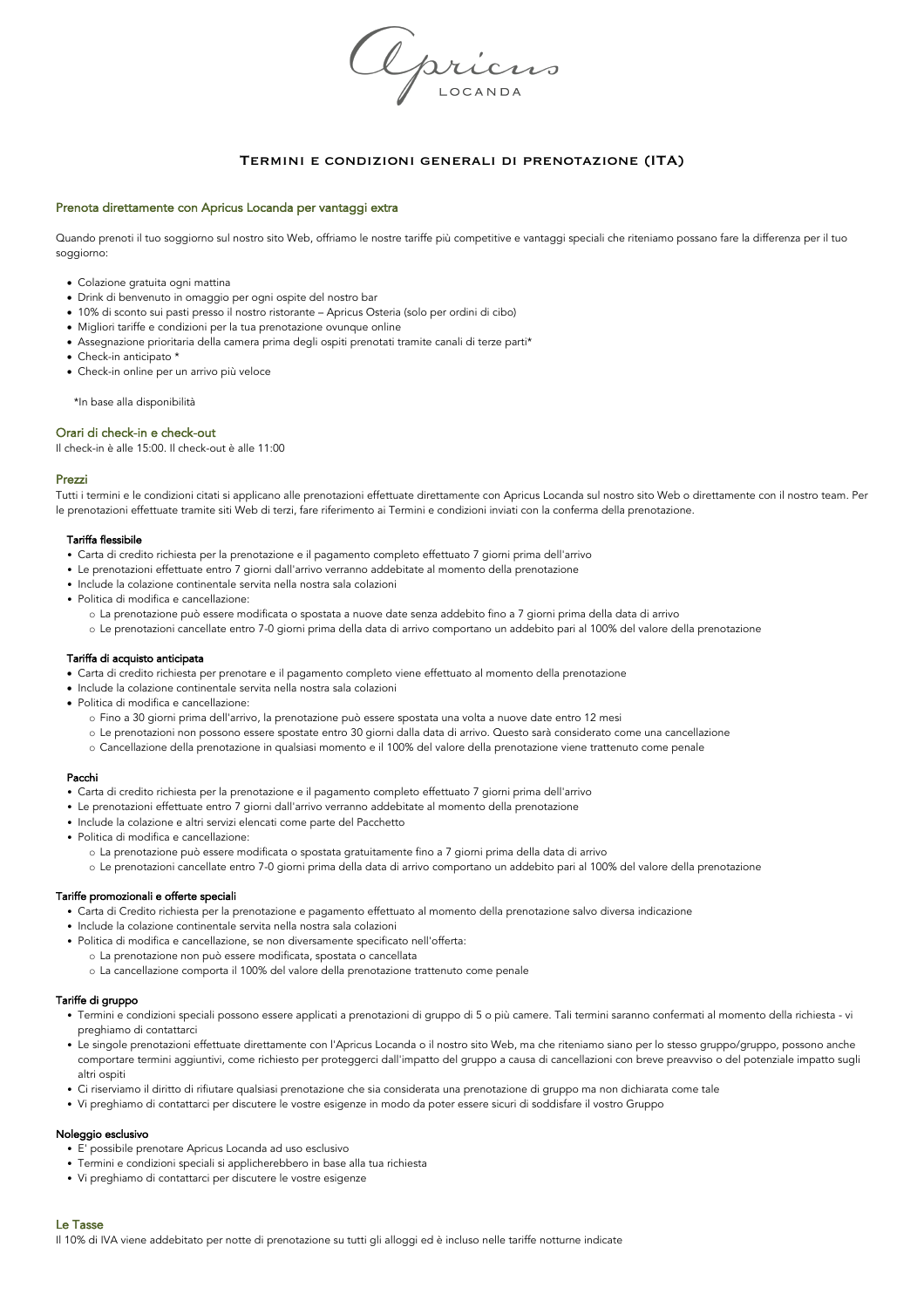# Apricus Locanda

## Termini e condizioni generali di prenotazione (ITA)

### Prenota direttamente con Apricus Locanda per vantaggi extra

Quando prenoti il tuo soggiorno sul nostro sito Web, offriamo le nostre tariffe più competitive e vantaggi speciali che riteniamo possano fare la differenza per il tuo soggiorno:

- Colazione gratuita ogni mattina
- Drink di benvenuto in omaggio per ogni ospite del nostro bar
- 10% di sconto sui pasti presso il nostro ristorante – Apricus Osteria (solo per ordini di cibo)
- Migliori tariffe e condizioni per la tua prenotazione ovunque online
- Assegnazione prioritaria della camera prima degli ospiti prenotati tramite canali di terze parti*
- Check-in anticipato *
- Check-in online per un arrivo più veloce

*In base alla disponibilità

### Orari di check-in e check-out

Il check-in è alle 15:00. Il check-out è alle 11:00

### Prezzi

Tutti i termini e le condizioni citati si applicano alle prenotazioni effettuate direttamente con Apricus Locanda sul nostro sito Web o direttamente con il nostro team. Per le prenotazioni effettuate tramite siti Web di terzi, fare riferimento ai Termini e condizioni inviati con la conferma della prenotazione.

#### Tariffa flessibile

- Carta di credito richiesta per la prenotazione e il pagamento completo effettuato 7 giorni prima dell'arrivo
- Le prenotazioni effettuate entro 7 giorni dall'arrivo verranno addebitate al momento della prenotazione
- Include la colazione continentale servita nella nostra sala colazioni
- Politica di modifica e cancellazione:
  - La prenotazione può essere modificata o spostata a nuove date senza addebito fino a 7 giorni prima della data di arrivo
  - Le prenotazioni cancellate entro 7-0 giorni prima della data di arrivo comportano un addebito pari al 100% del valore della prenotazione

#### Tariffa di acquisto anticipata

- Carta di credito richiesta per prenotare e il pagamento completo viene effettuato al momento della prenotazione
- Include la colazione continentale servita nella nostra sala colazioni
- Politica di modifica e cancellazione:
  - Fino a 30 giorni prima dell'arrivo, la prenotazione può essere spostata una volta a nuove date entro 12 mesi
  - Le prenotazioni non possono essere spostate entro 30 giorni dalla data di arrivo. Questo sarà considerato come una cancellazione
  - Cancellazione della prenotazione in qualsiasi momento e il 100% del valore della prenotazione viene trattenuto come penale

#### Pacchi

- Carta di credito richiesta per la prenotazione e il pagamento completo effettuato 7 giorni prima dell'arrivo
- Le prenotazioni effettuate entro 7 giorni dall'arrivo verranno addebitate al momento della prenotazione
- Include la colazione e altri servizi elencati come parte del Pacchetto
- Politica di modifica e cancellazione:
  - La prenotazione può essere modificata o spostata gratuitamente fino a 7 giorni prima della data di arrivo
  - Le prenotazioni cancellate entro 7-0 giorni prima della data di arrivo comportano un addebito pari al 100% del valore della prenotazione

#### Tariffe promozionali e offerte speciali

- Carta di Credito richiesta per la prenotazione e pagamento effettuato al momento della prenotazione salvo diversa indicazione
- Include la colazione continentale servita nella nostra sala colazioni
- Politica di modifica e cancellazione, se non diversamente specificato nell'offerta:
  - La prenotazione non può essere modificata, spostata o cancellata
  - La cancellazione comporta il 100% del valore della prenotazione trattenuto come penale

#### Tariffe di gruppo

- Termini e condizioni speciali possono essere applicati a prenotazioni di gruppo di 5 o più camere. Tali termini saranno confermati al momento della richiesta - vi preghiamo di contattarci
- Le singole prenotazioni effettuate direttamente con l'Apricus Locanda o il nostro sito Web, ma che riteniamo siano per lo stesso gruppo/gruppo, possono anche comportare termini aggiuntivi, come richiesto per proteggerci dall'impatto del gruppo a causa di cancellazioni con breve preavviso o del potenziale impatto sugli altri ospiti
- Ci riserviamo il diritto di rifiutare qualsiasi prenotazione che sia considerata una prenotazione di gruppo ma non dichiarata come tale
- Vi preghiamo di contattarci per discutere le vostre esigenze in modo da poter essere sicuri di soddisfare il vostro Gruppo

#### Noleggio esclusivo

- E' possibile prenotare Apricus Locanda ad uso esclusivo
- Termini e condizioni speciali si applicherebbero in base alla tua richiesta
- Vi preghiamo di contattarci per discutere le vostre esigenze

### Le Tasse

Il 10% di IVA viene addebitato per notte di prenotazione su tutti gli alloggi ed è incluso nelle tariffe notturne indicate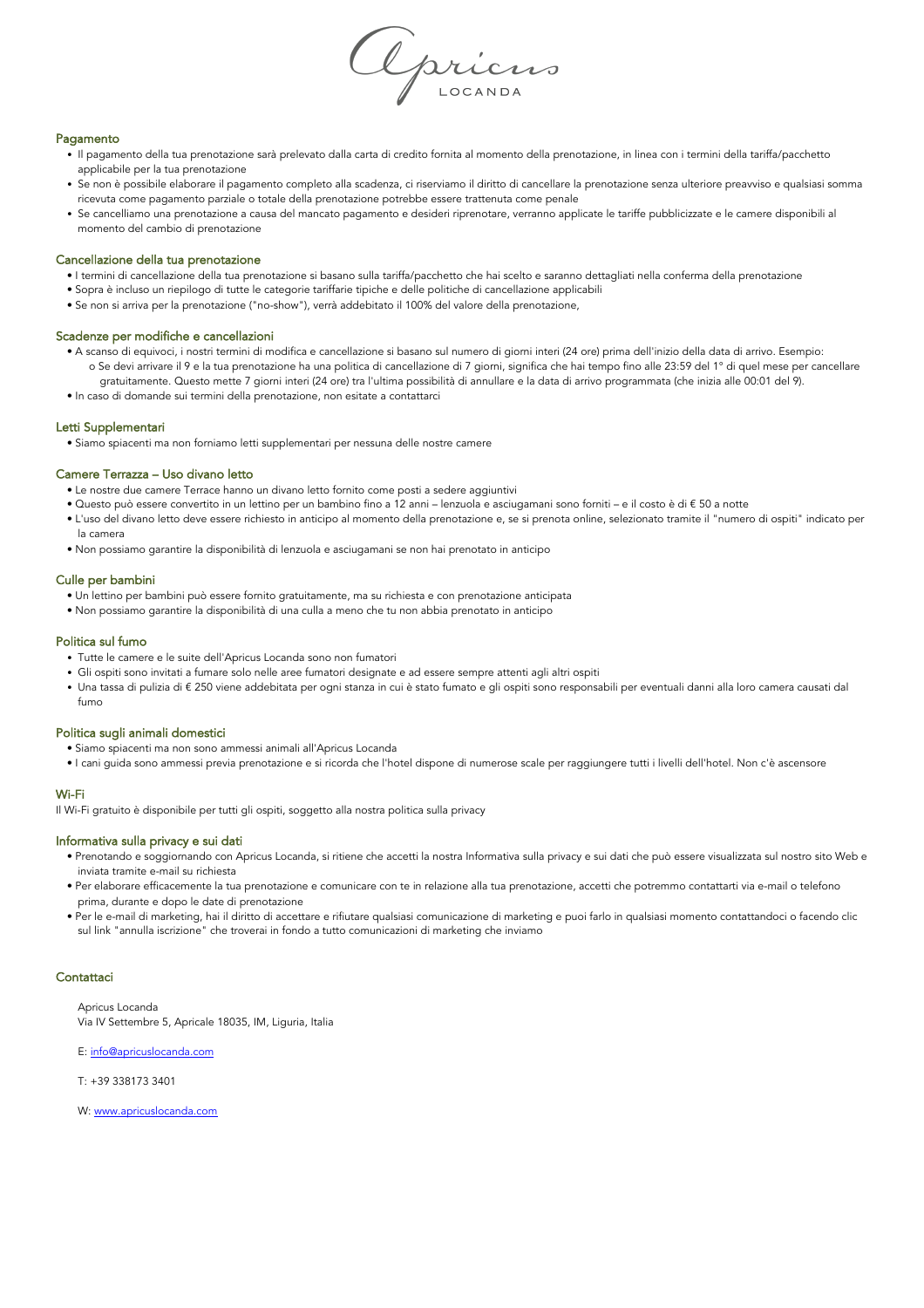Apricus
LOCANDA

## Pagamento

- Il pagamento della tua prenotazione sarà prelevato dalla carta di credito fornita al momento della prenotazione, in linea con i termini della tariffa/pacchetto applicabile per la tua prenotazione
- Se non è possibile elaborare il pagamento completo alla scadenza, ci riserviamo il diritto di cancellare la prenotazione senza ulteriore preavviso e qualsiasi somma ricevuta come pagamento parziale o totale della prenotazione potrebbe essere trattenuta come penale
- Se cancelliamo una prenotazione a causa del mancato pagamento e desideri riprenotare, verranno applicate le tariffe pubblicizzate e le camere disponibili al momento del cambio di prenotazione

## Cancellazione della tua prenotazione

- I termini di cancellazione della tua prenotazione si basano sulla tariffa/pacchetto che hai scelto e saranno dettagliati nella conferma della prenotazione
- Sopra è incluso un riepilogo di tutte le categorie tariffarie tipiche e delle politiche di cancellazione applicabili
- Se non si arriva per la prenotazione ("no-show"), verrà addebitato il 100% del valore della prenotazione,

## Scadenze per modifiche e cancellazioni

- A scanso di equivoci, i nostri termini di modifica e cancellazione si basano sul numero di giorni interi (24 ore) prima dell'inizio della data di arrivo. Esempio:
  - Se devi arrivare il 9 e la tua prenotazione ha una politica di cancellazione di 7 giorni, significa che hai tempo fino alle 23:59 del 1° di quel mese per cancellare gratuitamente. Questo mette 7 giorni interi (24 ore) tra l'ultima possibilità di annullare e la data di arrivo programmata (che inizia alle 00:01 del 9).
- In caso di domande sui termini della prenotazione, non esitate a contattarci

## Letti Supplementari

- Siamo spiacenti ma non forniamo letti supplementari per nessuna delle nostre camere

## Camere Terrazza – Uso divano letto

- Le nostre due camere Terrace hanno un divano letto fornito come posti a sedere aggiuntivi
- Questo può essere convertito in un lettino per un bambino fino a 12 anni – lenzuola e asciugamani sono forniti – e il costo è di € 50 a notte
- L'uso del divano letto deve essere richiesto in anticipo al momento della prenotazione e, se si prenota online, selezionato tramite il "numero di ospiti" indicato per la camera
- Non possiamo garantire la disponibilità di lenzuola e asciugamani se non hai prenotato in anticipo

## Culle per bambini

- Un lettino per bambini può essere fornito gratuitamente, ma su richiesta e con prenotazione anticipata
- Non possiamo garantire la disponibilità di una culla a meno che tu non abbia prenotato in anticipo

## Politica sul fumo

- Tutte le camere e le suite dell'Apricus Locanda sono non fumatori
- Gli ospiti sono invitati a fumare solo nelle aree fumatori designate e ad essere sempre attenti agli altri ospiti
- Una tassa di pulizia di € 250 viene addebitata per ogni stanza in cui è stato fumato e gli ospiti sono responsabili per eventuali danni alla loro camera causati dal fumo

## Politica sugli animali domestici

- Siamo spiacenti ma non sono ammessi animali all'Apricus Locanda
- I cani guida sono ammessi previa prenotazione e si ricorda che l'hotel dispone di numerose scale per raggiungere tutti i livelli dell'hotel. Non c'è ascensore

## Wi-Fi

Il Wi-Fi gratuito è disponibile per tutti gli ospiti, soggetto alla nostra politica sulla privacy

## Informativa sulla privacy e sui dati

- Prenotando e soggiornando con Apricus Locanda, si ritiene che accetti la nostra Informativa sulla privacy e sui dati che può essere visualizzata sul nostro sito Web e inviata tramite e-mail su richiesta
- Per elaborare efficacemente la tua prenotazione e comunicare con te in relazione alla tua prenotazione, accetti che potremmo contattarti via e-mail o telefono prima, durante e dopo le date di prenotazione
- Per le e-mail di marketing, hai il diritto di accettare e rifiutare qualsiasi comunicazione di marketing e puoi farlo in qualsiasi momento contattandoci o facendo clic sul link "annulla iscrizione" che troverai in fondo a tutto comunicazioni di marketing che inviamo

## Contattaci

Apricus Locanda
Via IV Settembre 5, Apricale 18035, IM, Liguria, Italia

E: info@apricuslocanda.com

T: +39 338173 3401

W: www.apricuslocanda.com